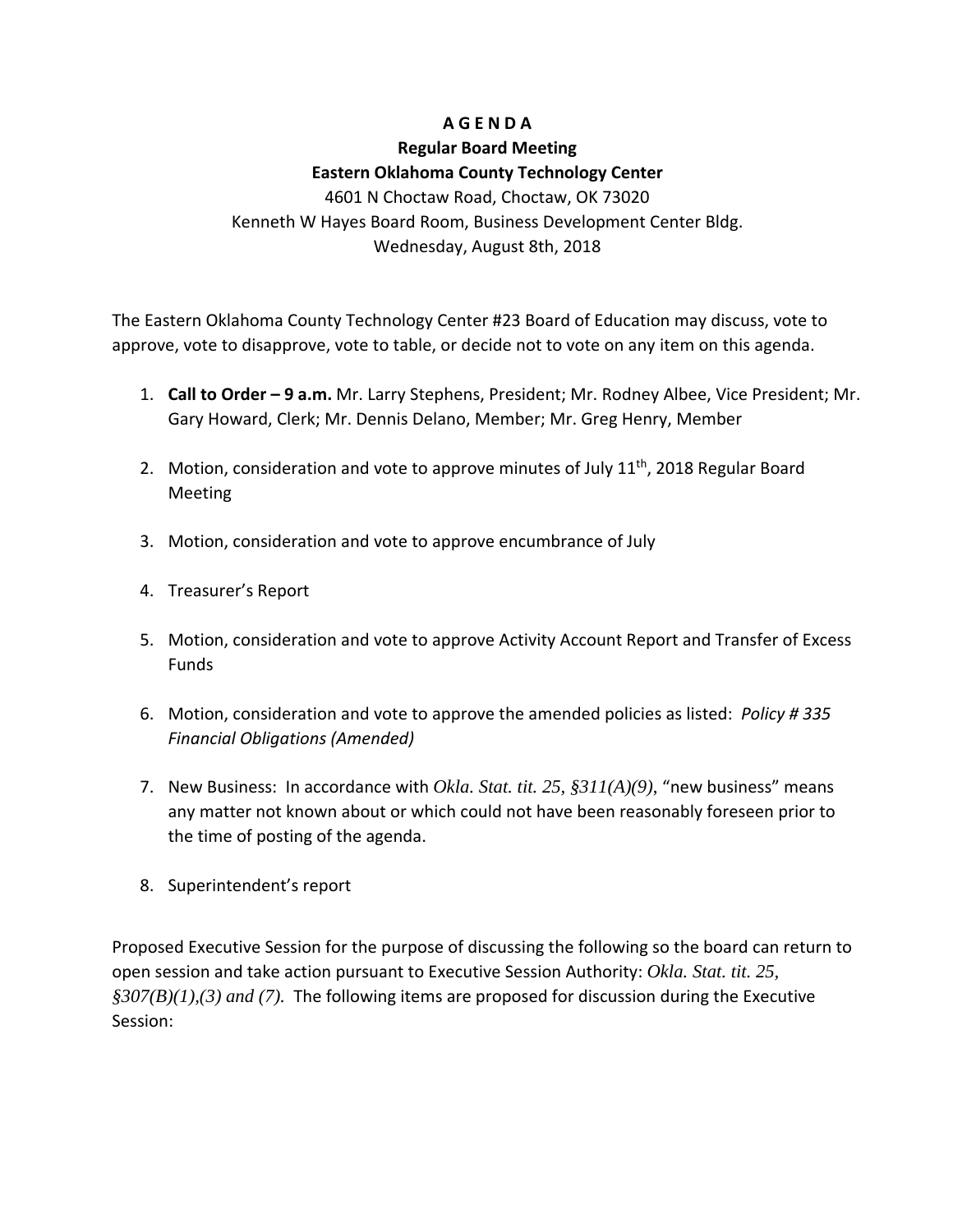# A G E N D A

## Regular Board Meeting

## Eastern Oklahoma County Technology Center

4601 N Choctaw Road, Choctaw, OK 73020

Kenneth W Hayes Board Room, Business Development Center Bldg.

Wednesday, August 8th, 2018

The Eastern Oklahoma County Technology Center #23 Board of Education may discuss, vote to approve, vote to disapprove, vote to table, or decide not to vote on any item on this agenda.

1. **Call to Order – 9 a.m.** Mr. Larry Stephens, President; Mr. Rodney Albee, Vice President; Mr. Gary Howard, Clerk; Mr. Dennis Delano, Member; Mr. Greg Henry, Member

2. Motion, consideration and vote to approve minutes of July 11th, 2018 Regular Board Meeting

3. Motion, consideration and vote to approve encumbrance of July

4. Treasurer's Report

5. Motion, consideration and vote to approve Activity Account Report and Transfer of Excess Funds

6. Motion, consideration and vote to approve the amended policies as listed: *Policy # 335 Financial Obligations (Amended)*

7. New Business: In accordance with *Okla. Stat. tit. 25, §311(A)(9)*, "new business" means any matter not known about or which could not have been reasonably foreseen prior to the time of posting of the agenda.

8. Superintendent's report

Proposed Executive Session for the purpose of discussing the following so the board can return to open session and take action pursuant to Executive Session Authority: *Okla. Stat. tit. 25, §307(B)(1),(3) and (7).* The following items are proposed for discussion during the Executive Session: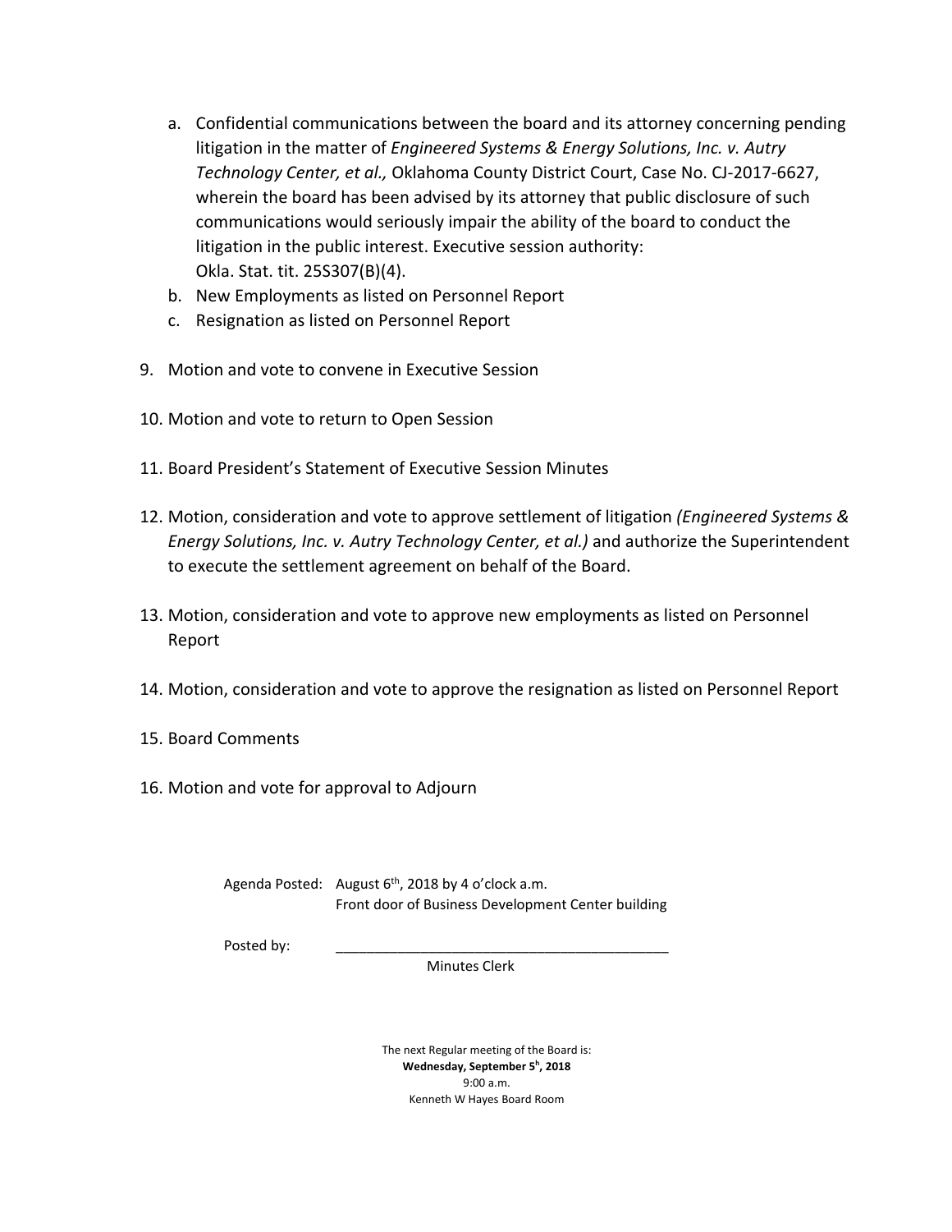a. Confidential communications between the board and its attorney concerning pending litigation in the matter of *Engineered Systems & Energy Solutions, Inc. v. Autry Technology Center, et al.,* Oklahoma County District Court, Case No. CJ-2017-6627, wherein the board has been advised by its attorney that public disclosure of such communications would seriously impair the ability of the board to conduct the litigation in the public interest. Executive session authority: Okla. Stat. tit. 25S307(B)(4).
b. New Employments as listed on Personnel Report
c. Resignation as listed on Personnel Report

9. Motion and vote to convene in Executive Session

10. Motion and vote to return to Open Session

11. Board President's Statement of Executive Session Minutes

12. Motion, consideration and vote to approve settlement of litigation *(Engineered Systems & Energy Solutions, Inc. v. Autry Technology Center, et al.)* and authorize the Superintendent to execute the settlement agreement on behalf of the Board.

13. Motion, consideration and vote to approve new employments as listed on Personnel Report

14. Motion, consideration and vote to approve the resignation as listed on Personnel Report

15. Board Comments

16. Motion and vote for approval to Adjourn

Agenda Posted: August 6th, 2018 by 4 o'clock a.m.
Front door of Business Development Center building

Posted by: ___________________________________________
Minutes Clerk

The next Regular meeting of the Board is:
**Wednesday, September 5h, 2018**
9:00 a.m.
Kenneth W Hayes Board Room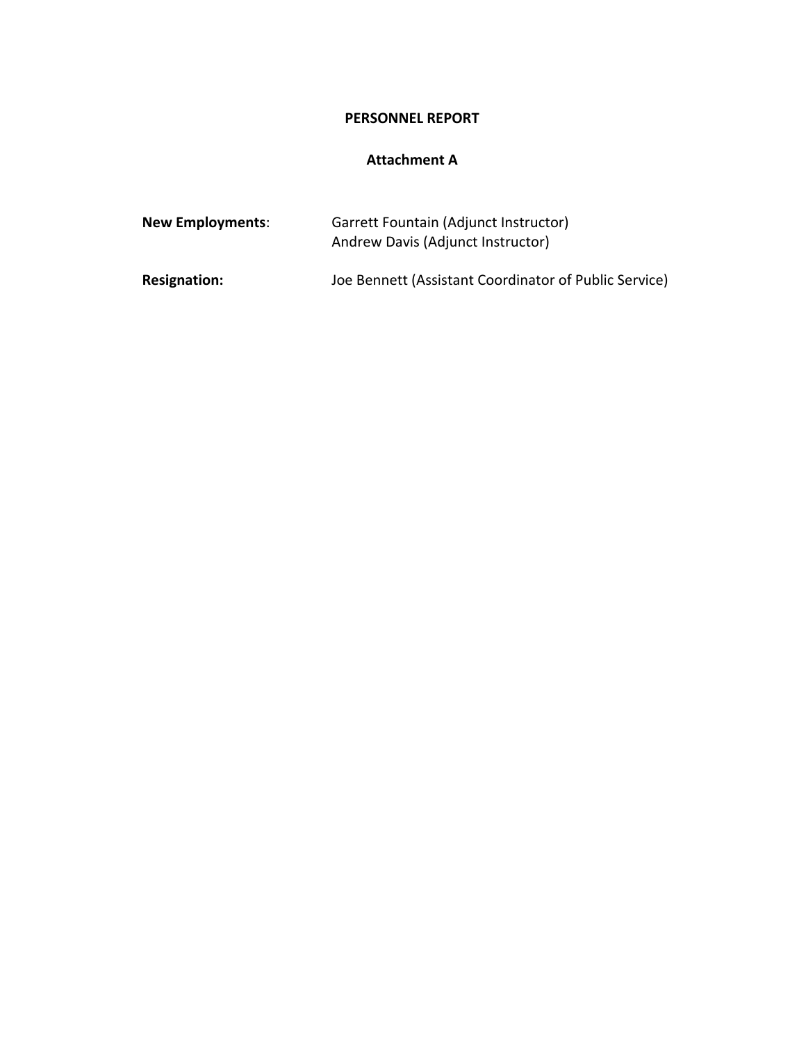**PERSONNEL REPORT**

**Attachment A**

| | |
|---|---|
| **New Employments**: | Garrett Fountain (Adjunct Instructor) |
| | Andrew Davis (Adjunct Instructor) |
| **Resignation:** | Joe Bennett (Assistant Coordinator of Public Service) |